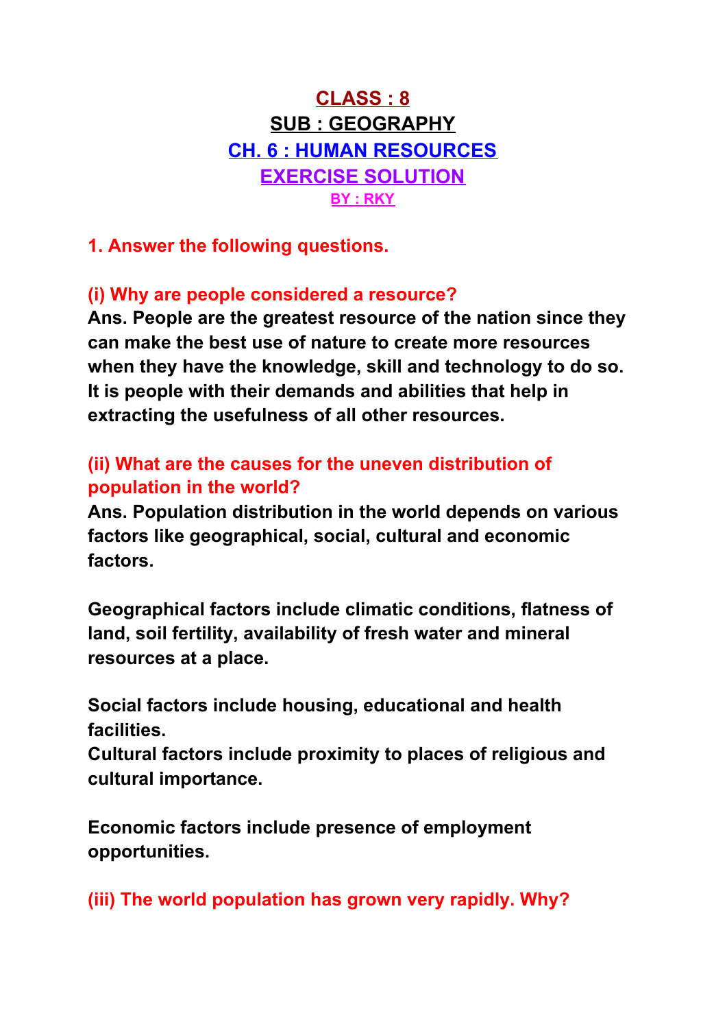# CLASS : 8

## SUB : GEOGRAPHY

## CH. 6 : HUMAN RESOURCES

## EXERCISE SOLUTION

**BY : RKY**

### 1. Answer the following questions.

**(i) Why are people considered a resource?**

**Ans. People are the greatest resource of the nation since they can make the best use of nature to create more resources when they have the knowledge, skill and technology to do so. It is people with their demands and abilities that help in extracting the usefulness of all other resources.**

**(ii) What are the causes for the uneven distribution of population in the world?**

**Ans. Population distribution in the world depends on various factors like geographical, social, cultural and economic factors.**

**Geographical factors include climatic conditions, flatness of land, soil fertility, availability of fresh water and mineral resources at a place.**

**Social factors include housing, educational and health facilities.**
**Cultural factors include proximity to places of religious and cultural importance.**

**Economic factors include presence of employment opportunities.**

**(iii) The world population has grown very rapidly. Why?**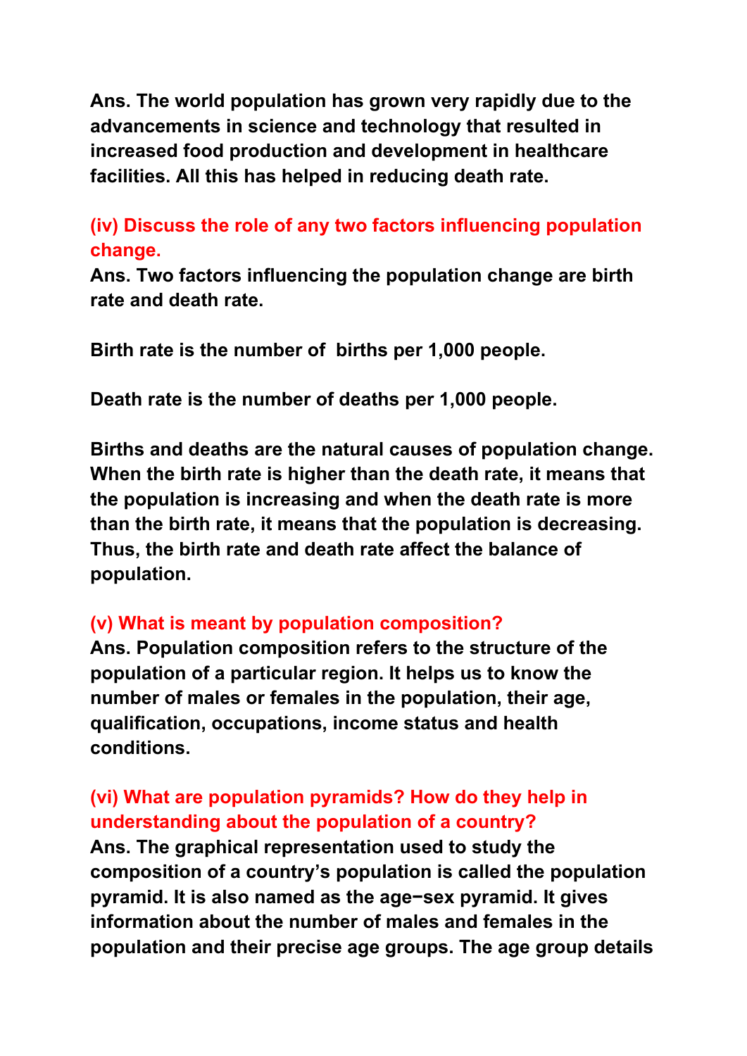**Ans. The world population has grown very rapidly due to the advancements in science and technology that resulted in increased food production and development in healthcare facilities. All this has helped in reducing death rate.**

**(iv) Discuss the role of any two factors influencing population change.**

**Ans. Two factors influencing the population change are birth rate and death rate.**

**Birth rate is the number of births per 1,000 people.**

**Death rate is the number of deaths per 1,000 people.**

**Births and deaths are the natural causes of population change. When the birth rate is higher than the death rate, it means that the population is increasing and when the death rate is more than the birth rate, it means that the population is decreasing. Thus, the birth rate and death rate affect the balance of population.**

**(v) What is meant by population composition?**

**Ans. Population composition refers to the structure of the population of a particular region. It helps us to know the number of males or females in the population, their age, qualification, occupations, income status and health conditions.**

**(vi) What are population pyramids? How do they help in understanding about the population of a country?**

**Ans. The graphical representation used to study the composition of a country's population is called the population pyramid. It is also named as the age−sex pyramid. It gives information about the number of males and females in the population and their precise age groups. The age group details**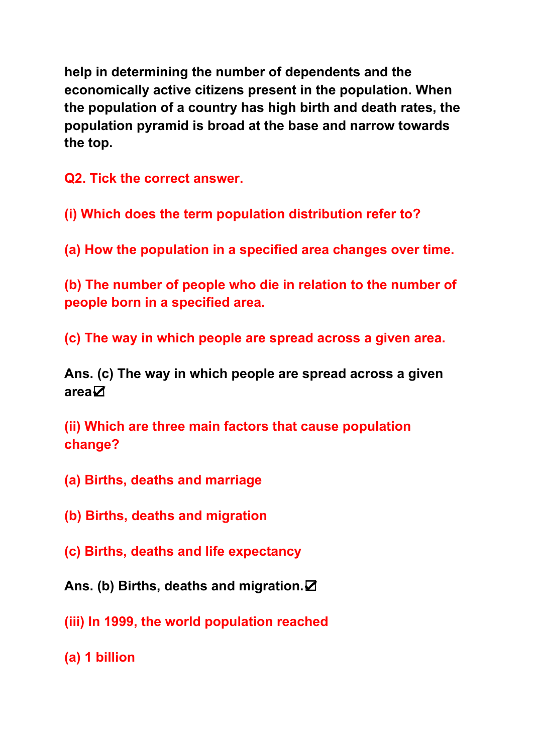help in determining the number of dependents and the economically active citizens present in the population. When the population of a country has high birth and death rates, the population pyramid is broad at the base and narrow towards the top.

**Q2. Tick the correct answer.**

**(i) Which does the term population distribution refer to?**

**(a) How the population in a specified area changes over time.**

**(b) The number of people who die in relation to the number of people born in a specified area.**

**(c) The way in which people are spread across a given area.**

**Ans. (c) The way in which people are spread across a given area☑**

**(ii) Which are three main factors that cause population change?**

**(a) Births, deaths and marriage**

**(b) Births, deaths and migration**

**(c) Births, deaths and life expectancy**

**Ans. (b) Births, deaths and migration.☑**

**(iii) In 1999, the world population reached**

**(a) 1 billion**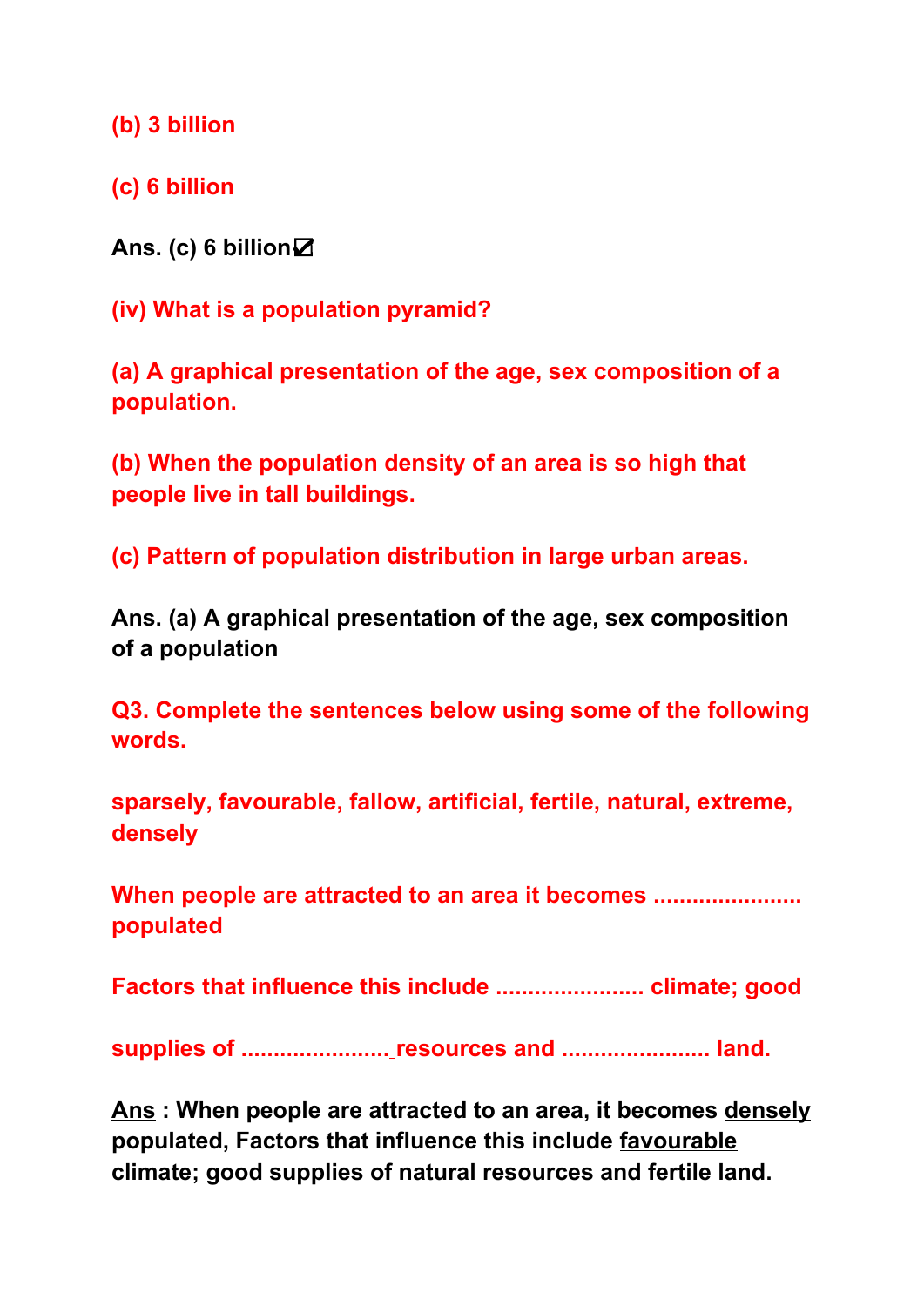**(b) 3 billion**

**(c) 6 billion**

**Ans. (c) 6 billion☑**

**(iv) What is a population pyramid?**

**(a) A graphical presentation of the age, sex composition of a population.**

**(b) When the population density of an area is so high that people live in tall buildings.**

**(c) Pattern of population distribution in large urban areas.**

**Ans. (a) A graphical presentation of the age, sex composition of a population**

**Q3. Complete the sentences below using some of the following words.**

**sparsely, favourable, fallow, artificial, fertile, natural, extreme, densely**

**When people are attracted to an area it becomes ....................... populated**

**Factors that influence this include ....................... climate; good**

**supplies of ....................... resources and ....................... land.**

**Ans : When people are attracted to an area, it becomes densely populated, Factors that influence this include favourable climate; good supplies of natural resources and fertile land.**